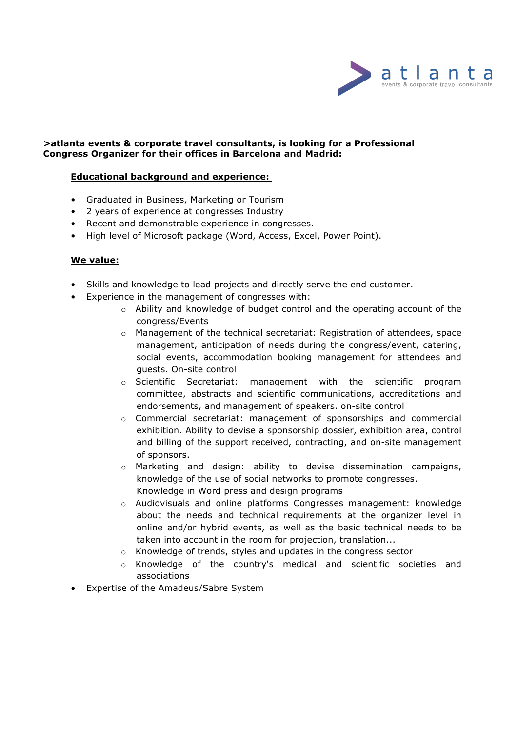atlanta
events & corporate travel consultants

**>atlanta events & corporate travel consultants, is looking for a Professional Congress Organizer for their offices in Barcelona and Madrid:**

**<u>Educational background and experience:</u>**

- Graduated in Business, Marketing or Tourism
- 2 years of experience at congresses Industry
- Recent and demonstrable experience in congresses.
- High level of Microsoft package (Word, Access, Excel, Power Point).

**<u>We value:</u>**

- Skills and knowledge to lead projects and directly serve the end customer.
- Experience in the management of congresses with:
  - Ability and knowledge of budget control and the operating account of the congress/Events
  - Management of the technical secretariat: Registration of attendees, space management, anticipation of needs during the congress/event, catering, social events, accommodation booking management for attendees and guests. On-site control
  - Scientific Secretariat: management with the scientific program committee, abstracts and scientific communications, accreditations and endorsements, and management of speakers. on-site control
  - Commercial secretariat: management of sponsorships and commercial exhibition. Ability to devise a sponsorship dossier, exhibition area, control and billing of the support received, contracting, and on-site management of sponsors.
  - Marketing and design: ability to devise dissemination campaigns, knowledge of the use of social networks to promote congresses. Knowledge in Word press and design programs
  - Audiovisuals and online platforms Congresses management: knowledge about the needs and technical requirements at the organizer level in online and/or hybrid events, as well as the basic technical needs to be taken into account in the room for projection, translation...
  - Knowledge of trends, styles and updates in the congress sector
  - Knowledge of the country's medical and scientific societies and associations
- Expertise of the Amadeus/Sabre System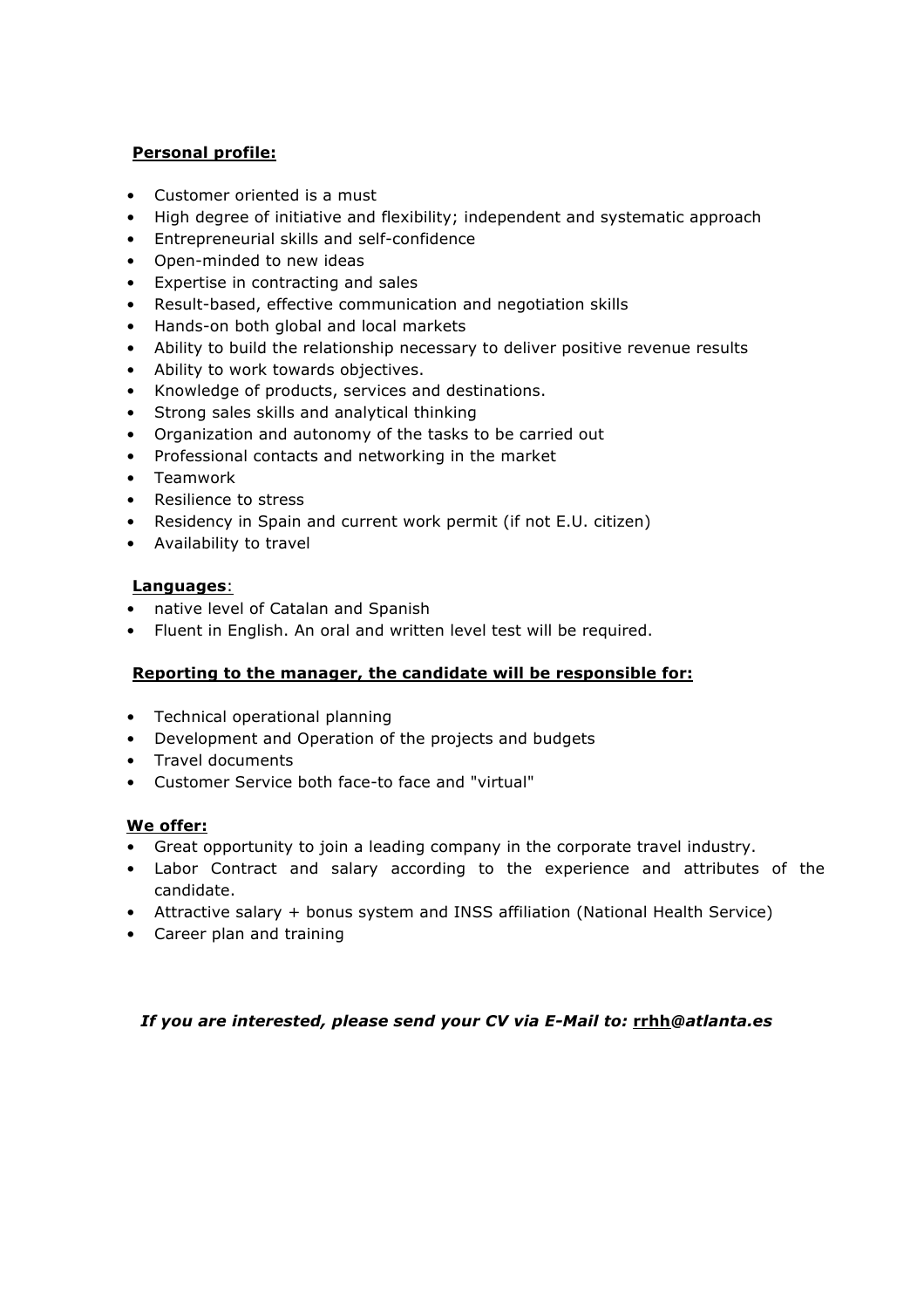**Personal profile:**

- Customer oriented is a must
- High degree of initiative and flexibility; independent and systematic approach
- Entrepreneurial skills and self-confidence
- Open-minded to new ideas
- Expertise in contracting and sales
- Result-based, effective communication and negotiation skills
- Hands-on both global and local markets
- Ability to build the relationship necessary to deliver positive revenue results
- Ability to work towards objectives.
- Knowledge of products, services and destinations.
- Strong sales skills and analytical thinking
- Organization and autonomy of the tasks to be carried out
- Professional contacts and networking in the market
- Teamwork
- Resilience to stress
- Residency in Spain and current work permit (if not E.U. citizen)
- Availability to travel

**Languages**:

- native level of Catalan and Spanish
- Fluent in English. An oral and written level test will be required.

**Reporting to the manager, the candidate will be responsible for:**

- Technical operational planning
- Development and Operation of the projects and budgets
- Travel documents
- Customer Service both face-to face and "virtual"

**We offer:**

- Great opportunity to join a leading company in the corporate travel industry.
- Labor Contract and salary according to the experience and attributes of the candidate.
- Attractive salary + bonus system and INSS affiliation (National Health Service)
- Career plan and training

***If you are interested, please send your CV via E-Mail to: rrhh@atlanta.es***